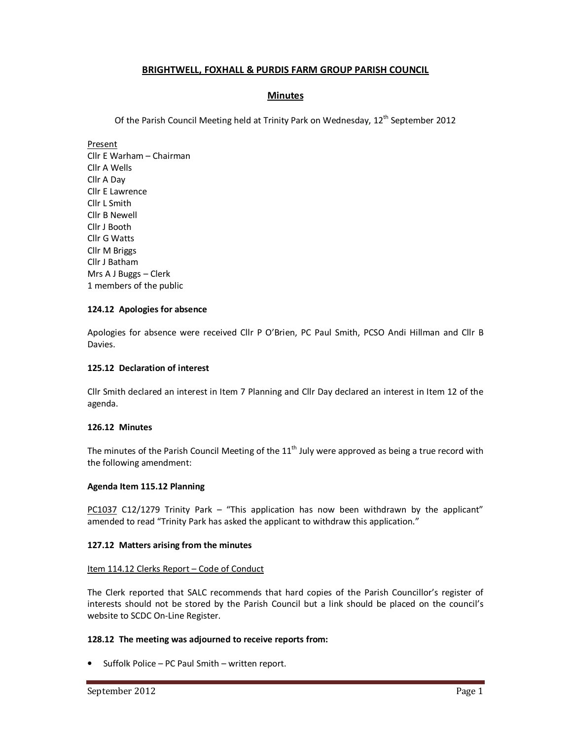# BRIGHTWELL, FOXHALL & PURDIS FARM GROUP PARISH COUNCIL

## Minutes

Of the Parish Council Meeting held at Trinity Park on Wednesday, 12th September 2012

Present
Cllr E Warham – Chairman
Cllr A Wells
Cllr A Day
Cllr E Lawrence
Cllr L Smith
Cllr B Newell
Cllr J Booth
Cllr G Watts
Cllr M Briggs
Cllr J Batham
Mrs A J Buggs – Clerk
1 members of the public

**124.12 Apologies for absence**

Apologies for absence were received Cllr P O'Brien, PC Paul Smith, PCSO Andi Hillman and Cllr B Davies.

**125.12 Declaration of interest**

Cllr Smith declared an interest in Item 7 Planning and Cllr Day declared an interest in Item 12 of the agenda.

**126.12 Minutes**

The minutes of the Parish Council Meeting of the 11th July were approved as being a true record with the following amendment:

**Agenda Item 115.12 Planning**

PC1037 C12/1279 Trinity Park – "This application has now been withdrawn by the applicant" amended to read "Trinity Park has asked the applicant to withdraw this application."

**127.12 Matters arising from the minutes**

Item 114.12 Clerks Report – Code of Conduct

The Clerk reported that SALC recommends that hard copies of the Parish Councillor's register of interests should not be stored by the Parish Council but a link should be placed on the council's website to SCDC On-Line Register.

**128.12 The meeting was adjourned to receive reports from:**

- Suffolk Police – PC Paul Smith – written report.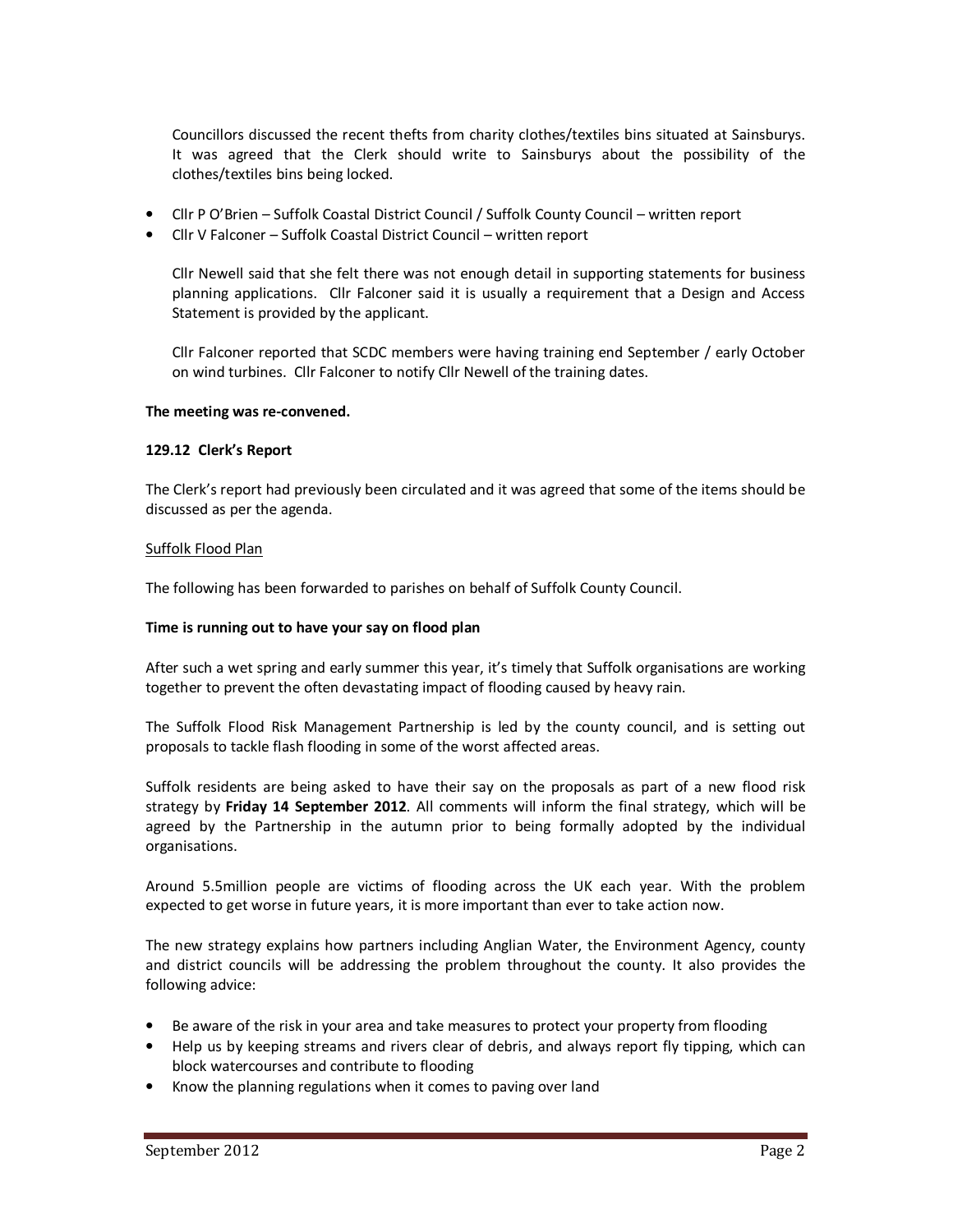Councillors discussed the recent thefts from charity clothes/textiles bins situated at Sainsburys. It was agreed that the Clerk should write to Sainsburys about the possibility of the clothes/textiles bins being locked.

- Cllr P O'Brien – Suffolk Coastal District Council / Suffolk County Council – written report
- Cllr V Falconer – Suffolk Coastal District Council – written report

Cllr Newell said that she felt there was not enough detail in supporting statements for business planning applications. Cllr Falconer said it is usually a requirement that a Design and Access Statement is provided by the applicant.

Cllr Falconer reported that SCDC members were having training end September / early October on wind turbines. Cllr Falconer to notify Cllr Newell of the training dates.

**The meeting was re-convened.**

**129.12 Clerk's Report**

The Clerk's report had previously been circulated and it was agreed that some of the items should be discussed as per the agenda.

Suffolk Flood Plan

The following has been forwarded to parishes on behalf of Suffolk County Council.

**Time is running out to have your say on flood plan**

After such a wet spring and early summer this year, it's timely that Suffolk organisations are working together to prevent the often devastating impact of flooding caused by heavy rain.

The Suffolk Flood Risk Management Partnership is led by the county council, and is setting out proposals to tackle flash flooding in some of the worst affected areas.

Suffolk residents are being asked to have their say on the proposals as part of a new flood risk strategy by **Friday 14 September 2012**. All comments will inform the final strategy, which will be agreed by the Partnership in the autumn prior to being formally adopted by the individual organisations.

Around 5.5million people are victims of flooding across the UK each year. With the problem expected to get worse in future years, it is more important than ever to take action now.

The new strategy explains how partners including Anglian Water, the Environment Agency, county and district councils will be addressing the problem throughout the county. It also provides the following advice:

- Be aware of the risk in your area and take measures to protect your property from flooding
- Help us by keeping streams and rivers clear of debris, and always report fly tipping, which can block watercourses and contribute to flooding
- Know the planning regulations when it comes to paving over land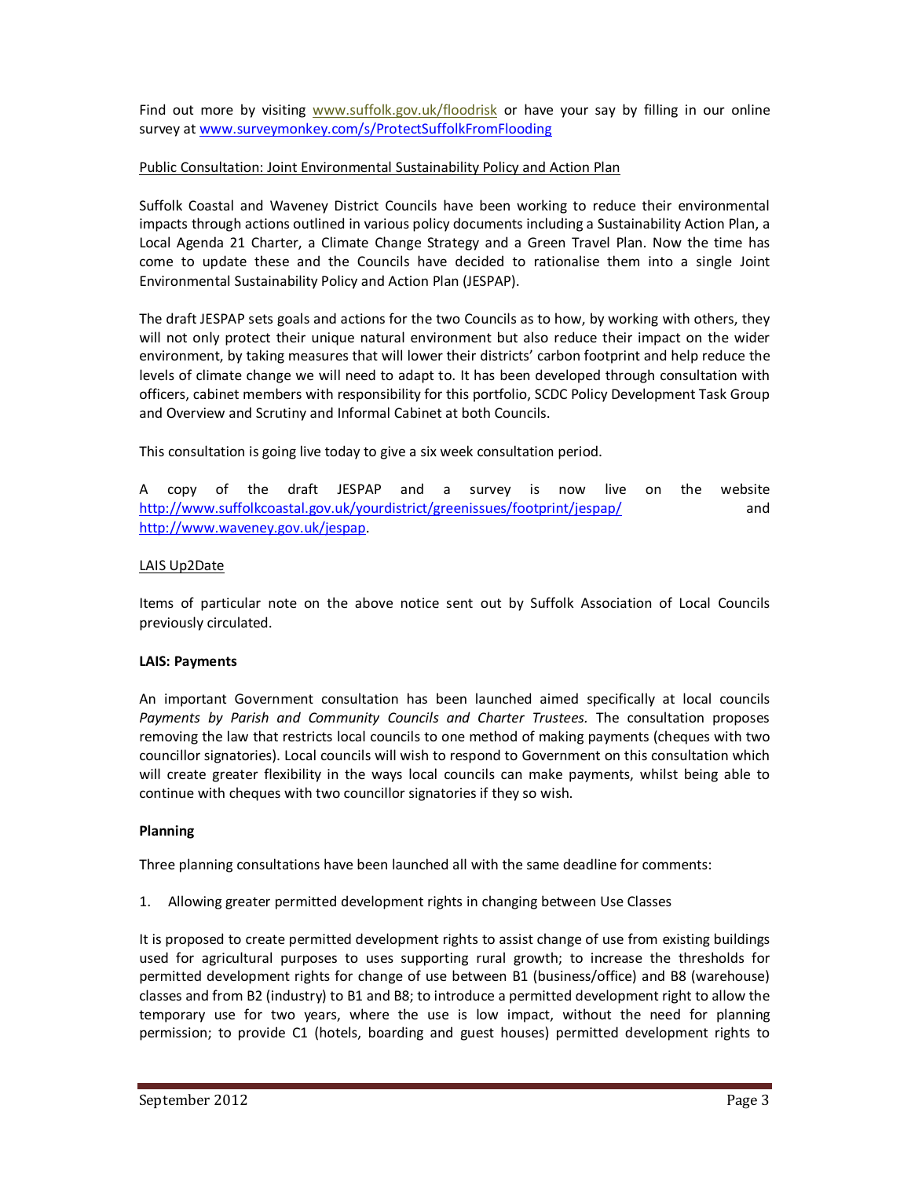Find out more by visiting www.suffolk.gov.uk/floodrisk or have your say by filling in our online survey at www.surveymonkey.com/s/ProtectSuffolkFromFlooding

Public Consultation: Joint Environmental Sustainability Policy and Action Plan

Suffolk Coastal and Waveney District Councils have been working to reduce their environmental impacts through actions outlined in various policy documents including a Sustainability Action Plan, a Local Agenda 21 Charter, a Climate Change Strategy and a Green Travel Plan. Now the time has come to update these and the Councils have decided to rationalise them into a single Joint Environmental Sustainability Policy and Action Plan (JESPAP).

The draft JESPAP sets goals and actions for the two Councils as to how, by working with others, they will not only protect their unique natural environment but also reduce their impact on the wider environment, by taking measures that will lower their districts' carbon footprint and help reduce the levels of climate change we will need to adapt to. It has been developed through consultation with officers, cabinet members with responsibility for this portfolio, SCDC Policy Development Task Group and Overview and Scrutiny and Informal Cabinet at both Councils.

This consultation is going live today to give a six week consultation period.

A copy of the draft JESPAP and a survey is now live on the website http://www.suffolkcoastal.gov.uk/yourdistrict/greenissues/footprint/jespap/ and http://www.waveney.gov.uk/jespap.

LAIS Up2Date

Items of particular note on the above notice sent out by Suffolk Association of Local Councils previously circulated.

**LAIS: Payments**

An important Government consultation has been launched aimed specifically at local councils *Payments by Parish and Community Councils and Charter Trustees.* The consultation proposes removing the law that restricts local councils to one method of making payments (cheques with two councillor signatories). Local councils will wish to respond to Government on this consultation which will create greater flexibility in the ways local councils can make payments, whilst being able to continue with cheques with two councillor signatories if they so wish.

**Planning**

Three planning consultations have been launched all with the same deadline for comments:

1. Allowing greater permitted development rights in changing between Use Classes

It is proposed to create permitted development rights to assist change of use from existing buildings used for agricultural purposes to uses supporting rural growth; to increase the thresholds for permitted development rights for change of use between B1 (business/office) and B8 (warehouse) classes and from B2 (industry) to B1 and B8; to introduce a permitted development right to allow the temporary use for two years, where the use is low impact, without the need for planning permission; to provide C1 (hotels, boarding and guest houses) permitted development rights to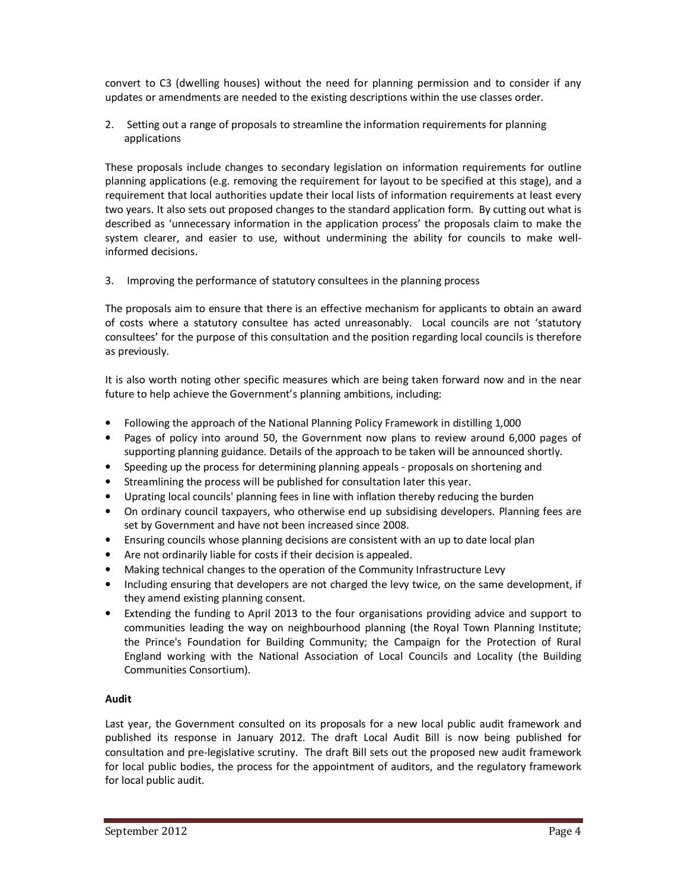convert to C3 (dwelling houses) without the need for planning permission and to consider if any updates or amendments are needed to the existing descriptions within the use classes order.

2. Setting out a range of proposals to streamline the information requirements for planning applications

These proposals include changes to secondary legislation on information requirements for outline planning applications (e.g. removing the requirement for layout to be specified at this stage), and a requirement that local authorities update their local lists of information requirements at least every two years. It also sets out proposed changes to the standard application form. By cutting out what is described as 'unnecessary information in the application process' the proposals claim to make the system clearer, and easier to use, without undermining the ability for councils to make well-informed decisions.

3. Improving the performance of statutory consultees in the planning process

The proposals aim to ensure that there is an effective mechanism for applicants to obtain an award of costs where a statutory consultee has acted unreasonably. Local councils are not 'statutory consultees' for the purpose of this consultation and the position regarding local councils is therefore as previously.

It is also worth noting other specific measures which are being taken forward now and in the near future to help achieve the Government's planning ambitions, including:

- Following the approach of the National Planning Policy Framework in distilling 1,000
- Pages of policy into around 50, the Government now plans to review around 6,000 pages of supporting planning guidance. Details of the approach to be taken will be announced shortly.
- Speeding up the process for determining planning appeals - proposals on shortening and
- Streamlining the process will be published for consultation later this year.
- Uprating local councils' planning fees in line with inflation thereby reducing the burden
- On ordinary council taxpayers, who otherwise end up subsidising developers. Planning fees are set by Government and have not been increased since 2008.
- Ensuring councils whose planning decisions are consistent with an up to date local plan
- Are not ordinarily liable for costs if their decision is appealed.
- Making technical changes to the operation of the Community Infrastructure Levy
- Including ensuring that developers are not charged the levy twice, on the same development, if they amend existing planning consent.
- Extending the funding to April 2013 to the four organisations providing advice and support to communities leading the way on neighbourhood planning (the Royal Town Planning Institute; the Prince's Foundation for Building Community; the Campaign for the Protection of Rural England working with the National Association of Local Councils and Locality (the Building Communities Consortium).

**Audit**

Last year, the Government consulted on its proposals for a new local public audit framework and published its response in January 2012. The draft Local Audit Bill is now being published for consultation and pre-legislative scrutiny. The draft Bill sets out the proposed new audit framework for local public bodies, the process for the appointment of auditors, and the regulatory framework for local public audit.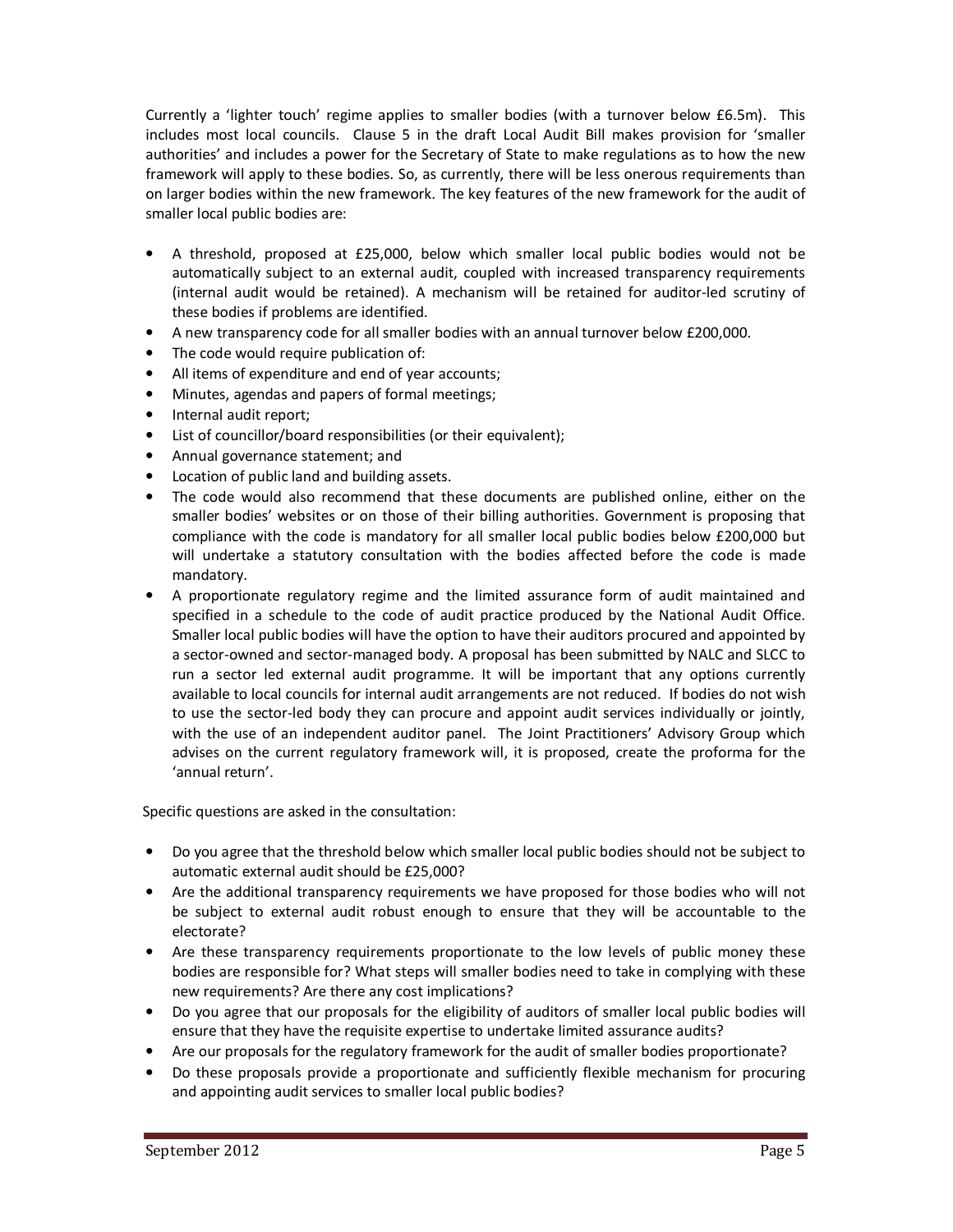Currently a 'lighter touch' regime applies to smaller bodies (with a turnover below £6.5m). This includes most local councils. Clause 5 in the draft Local Audit Bill makes provision for 'smaller authorities' and includes a power for the Secretary of State to make regulations as to how the new framework will apply to these bodies. So, as currently, there will be less onerous requirements than on larger bodies within the new framework. The key features of the new framework for the audit of smaller local public bodies are:

- A threshold, proposed at £25,000, below which smaller local public bodies would not be automatically subject to an external audit, coupled with increased transparency requirements (internal audit would be retained). A mechanism will be retained for auditor-led scrutiny of these bodies if problems are identified.
- A new transparency code for all smaller bodies with an annual turnover below £200,000.
- The code would require publication of:
- All items of expenditure and end of year accounts;
- Minutes, agendas and papers of formal meetings;
- Internal audit report;
- List of councillor/board responsibilities (or their equivalent);
- Annual governance statement; and
- Location of public land and building assets.
- The code would also recommend that these documents are published online, either on the smaller bodies' websites or on those of their billing authorities. Government is proposing that compliance with the code is mandatory for all smaller local public bodies below £200,000 but will undertake a statutory consultation with the bodies affected before the code is made mandatory.
- A proportionate regulatory regime and the limited assurance form of audit maintained and specified in a schedule to the code of audit practice produced by the National Audit Office. Smaller local public bodies will have the option to have their auditors procured and appointed by a sector-owned and sector-managed body. A proposal has been submitted by NALC and SLCC to run a sector led external audit programme. It will be important that any options currently available to local councils for internal audit arrangements are not reduced. If bodies do not wish to use the sector-led body they can procure and appoint audit services individually or jointly, with the use of an independent auditor panel. The Joint Practitioners' Advisory Group which advises on the current regulatory framework will, it is proposed, create the proforma for the 'annual return'.

Specific questions are asked in the consultation:

- Do you agree that the threshold below which smaller local public bodies should not be subject to automatic external audit should be £25,000?
- Are the additional transparency requirements we have proposed for those bodies who will not be subject to external audit robust enough to ensure that they will be accountable to the electorate?
- Are these transparency requirements proportionate to the low levels of public money these bodies are responsible for? What steps will smaller bodies need to take in complying with these new requirements? Are there any cost implications?
- Do you agree that our proposals for the eligibility of auditors of smaller local public bodies will ensure that they have the requisite expertise to undertake limited assurance audits?
- Are our proposals for the regulatory framework for the audit of smaller bodies proportionate?
- Do these proposals provide a proportionate and sufficiently flexible mechanism for procuring and appointing audit services to smaller local public bodies?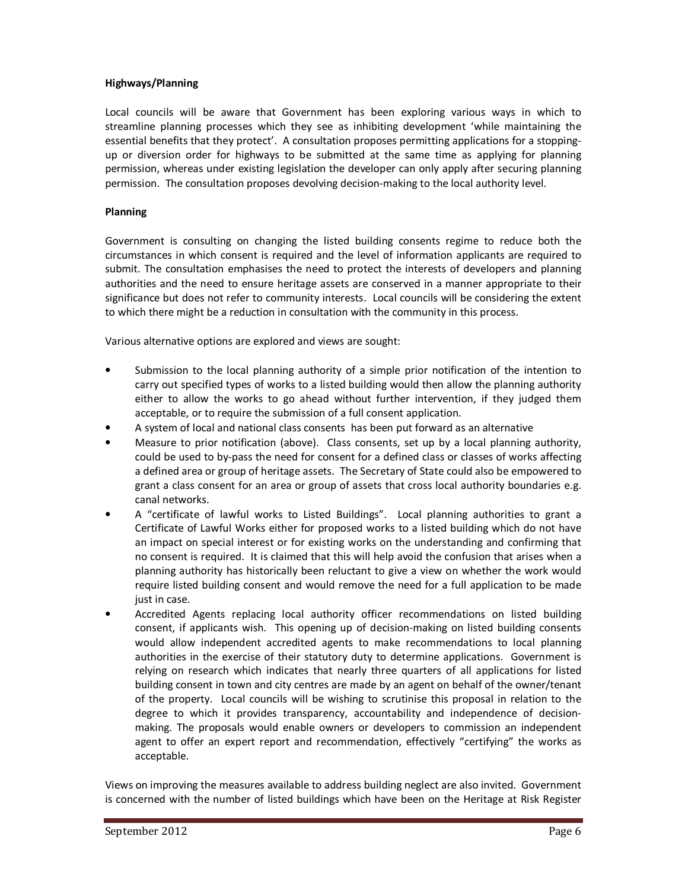**Highways/Planning**

Local councils will be aware that Government has been exploring various ways in which to streamline planning processes which they see as inhibiting development 'while maintaining the essential benefits that they protect'. A consultation proposes permitting applications for a stopping-up or diversion order for highways to be submitted at the same time as applying for planning permission, whereas under existing legislation the developer can only apply after securing planning permission. The consultation proposes devolving decision-making to the local authority level.

**Planning**

Government is consulting on changing the listed building consents regime to reduce both the circumstances in which consent is required and the level of information applicants are required to submit. The consultation emphasises the need to protect the interests of developers and planning authorities and the need to ensure heritage assets are conserved in a manner appropriate to their significance but does not refer to community interests. Local councils will be considering the extent to which there might be a reduction in consultation with the community in this process.

Various alternative options are explored and views are sought:

- Submission to the local planning authority of a simple prior notification of the intention to carry out specified types of works to a listed building would then allow the planning authority either to allow the works to go ahead without further intervention, if they judged them acceptable, or to require the submission of a full consent application.
- A system of local and national class consents has been put forward as an alternative
- Measure to prior notification (above). Class consents, set up by a local planning authority, could be used to by-pass the need for consent for a defined class or classes of works affecting a defined area or group of heritage assets. The Secretary of State could also be empowered to grant a class consent for an area or group of assets that cross local authority boundaries e.g. canal networks.
- A "certificate of lawful works to Listed Buildings". Local planning authorities to grant a Certificate of Lawful Works either for proposed works to a listed building which do not have an impact on special interest or for existing works on the understanding and confirming that no consent is required. It is claimed that this will help avoid the confusion that arises when a planning authority has historically been reluctant to give a view on whether the work would require listed building consent and would remove the need for a full application to be made just in case.
- Accredited Agents replacing local authority officer recommendations on listed building consent, if applicants wish. This opening up of decision-making on listed building consents would allow independent accredited agents to make recommendations to local planning authorities in the exercise of their statutory duty to determine applications. Government is relying on research which indicates that nearly three quarters of all applications for listed building consent in town and city centres are made by an agent on behalf of the owner/tenant of the property. Local councils will be wishing to scrutinise this proposal in relation to the degree to which it provides transparency, accountability and independence of decision-making. The proposals would enable owners or developers to commission an independent agent to offer an expert report and recommendation, effectively "certifying" the works as acceptable.

Views on improving the measures available to address building neglect are also invited. Government is concerned with the number of listed buildings which have been on the Heritage at Risk Register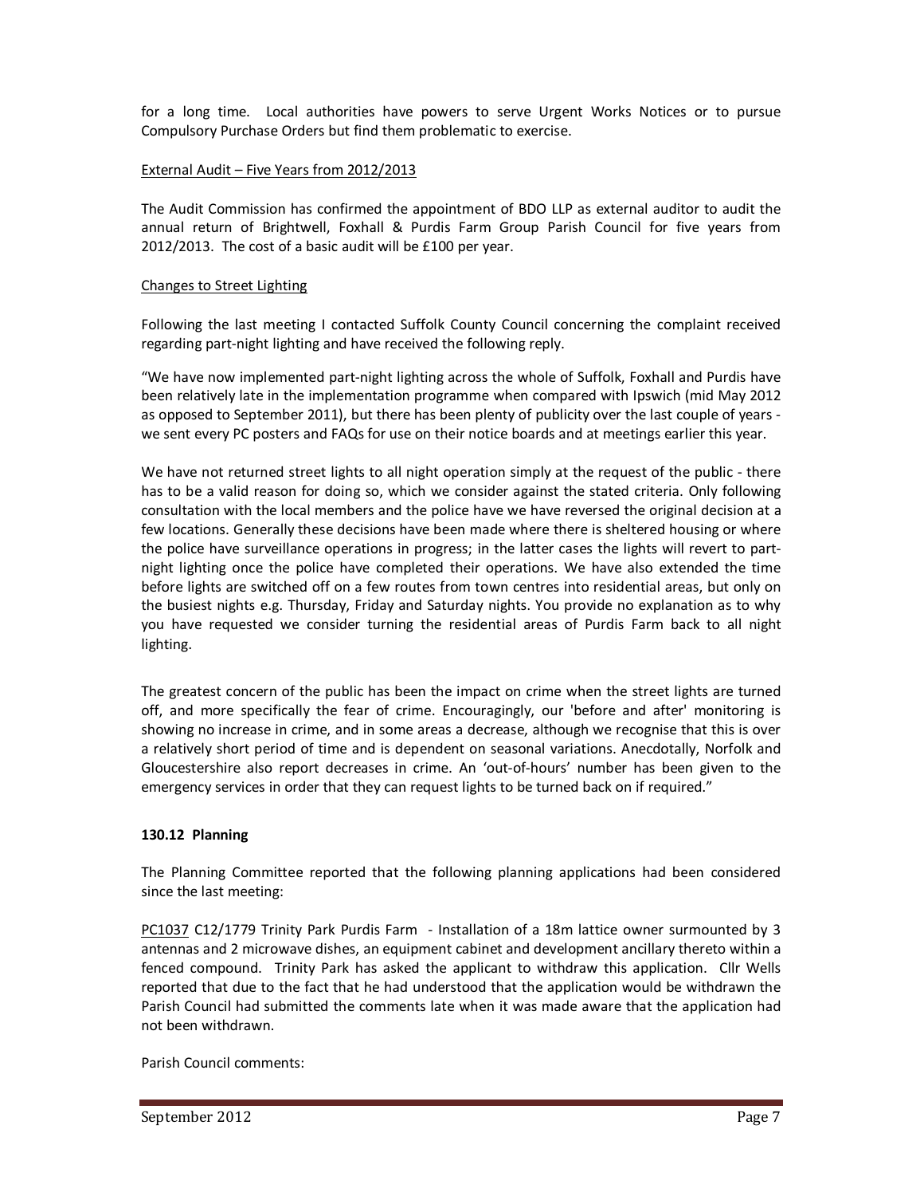for a long time. Local authorities have powers to serve Urgent Works Notices or to pursue Compulsory Purchase Orders but find them problematic to exercise.

External Audit – Five Years from 2012/2013

The Audit Commission has confirmed the appointment of BDO LLP as external auditor to audit the annual return of Brightwell, Foxhall & Purdis Farm Group Parish Council for five years from 2012/2013. The cost of a basic audit will be £100 per year.

Changes to Street Lighting

Following the last meeting I contacted Suffolk County Council concerning the complaint received regarding part-night lighting and have received the following reply.

"We have now implemented part-night lighting across the whole of Suffolk, Foxhall and Purdis have been relatively late in the implementation programme when compared with Ipswich (mid May 2012 as opposed to September 2011), but there has been plenty of publicity over the last couple of years - we sent every PC posters and FAQs for use on their notice boards and at meetings earlier this year.

We have not returned street lights to all night operation simply at the request of the public - there has to be a valid reason for doing so, which we consider against the stated criteria. Only following consultation with the local members and the police have we have reversed the original decision at a few locations. Generally these decisions have been made where there is sheltered housing or where the police have surveillance operations in progress; in the latter cases the lights will revert to part-night lighting once the police have completed their operations. We have also extended the time before lights are switched off on a few routes from town centres into residential areas, but only on the busiest nights e.g. Thursday, Friday and Saturday nights. You provide no explanation as to why you have requested we consider turning the residential areas of Purdis Farm back to all night lighting.

The greatest concern of the public has been the impact on crime when the street lights are turned off, and more specifically the fear of crime. Encouragingly, our 'before and after' monitoring is showing no increase in crime, and in some areas a decrease, although we recognise that this is over a relatively short period of time and is dependent on seasonal variations. Anecdotally, Norfolk and Gloucestershire also report decreases in crime. An 'out-of-hours' number has been given to the emergency services in order that they can request lights to be turned back on if required."

**130.12 Planning**

The Planning Committee reported that the following planning applications had been considered since the last meeting:

PC1037 C12/1779 Trinity Park Purdis Farm - Installation of a 18m lattice owner surmounted by 3 antennas and 2 microwave dishes, an equipment cabinet and development ancillary thereto within a fenced compound. Trinity Park has asked the applicant to withdraw this application. Cllr Wells reported that due to the fact that he had understood that the application would be withdrawn the Parish Council had submitted the comments late when it was made aware that the application had not been withdrawn.

Parish Council comments: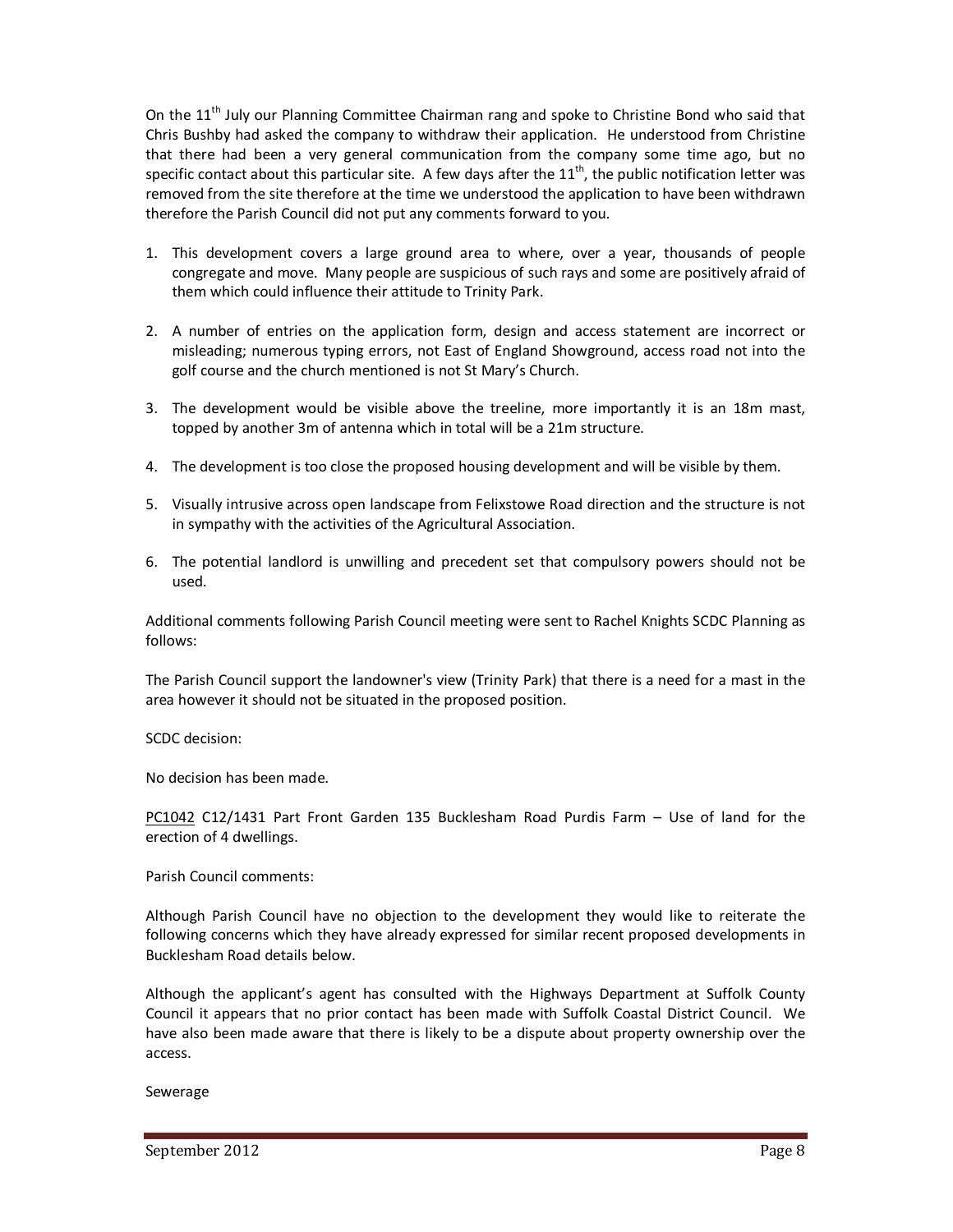On the 11th July our Planning Committee Chairman rang and spoke to Christine Bond who said that Chris Bushby had asked the company to withdraw their application. He understood from Christine that there had been a very general communication from the company some time ago, but no specific contact about this particular site. A few days after the 11th, the public notification letter was removed from the site therefore at the time we understood the application to have been withdrawn therefore the Parish Council did not put any comments forward to you.

1. This development covers a large ground area to where, over a year, thousands of people congregate and move. Many people are suspicious of such rays and some are positively afraid of them which could influence their attitude to Trinity Park.
2. A number of entries on the application form, design and access statement are incorrect or misleading; numerous typing errors, not East of England Showground, access road not into the golf course and the church mentioned is not St Mary's Church.
3. The development would be visible above the treeline, more importantly it is an 18m mast, topped by another 3m of antenna which in total will be a 21m structure.
4. The development is too close the proposed housing development and will be visible by them.
5. Visually intrusive across open landscape from Felixstowe Road direction and the structure is not in sympathy with the activities of the Agricultural Association.
6. The potential landlord is unwilling and precedent set that compulsory powers should not be used.

Additional comments following Parish Council meeting were sent to Rachel Knights SCDC Planning as follows:

The Parish Council support the landowner's view (Trinity Park) that there is a need for a mast in the area however it should not be situated in the proposed position.

SCDC decision:

No decision has been made.

PC1042 C12/1431 Part Front Garden 135 Bucklesham Road Purdis Farm – Use of land for the erection of 4 dwellings.

Parish Council comments:

Although Parish Council have no objection to the development they would like to reiterate the following concerns which they have already expressed for similar recent proposed developments in Bucklesham Road details below.

Although the applicant's agent has consulted with the Highways Department at Suffolk County Council it appears that no prior contact has been made with Suffolk Coastal District Council. We have also been made aware that there is likely to be a dispute about property ownership over the access.

Sewerage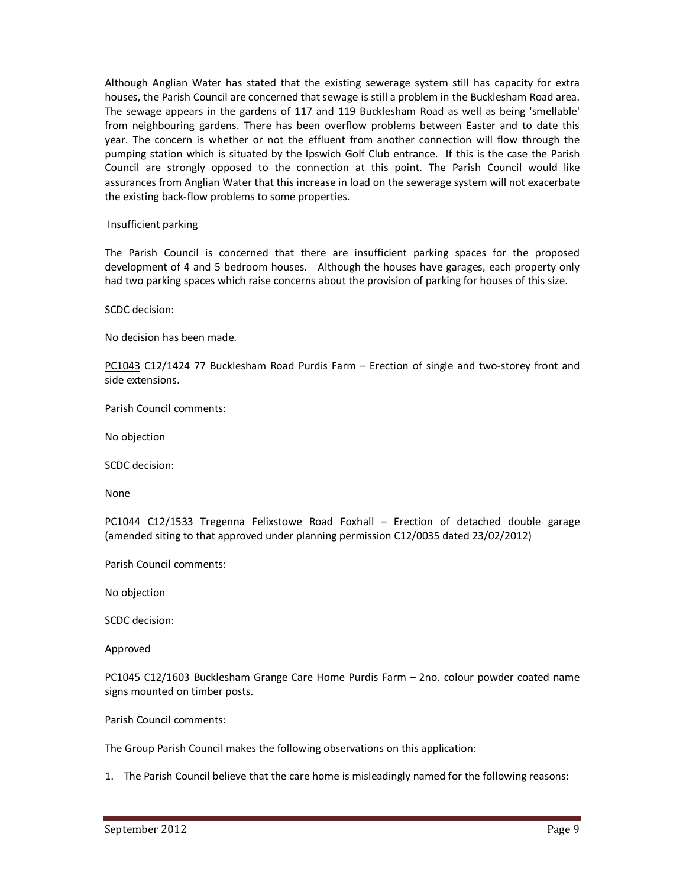Although Anglian Water has stated that the existing sewerage system still has capacity for extra houses, the Parish Council are concerned that sewage is still a problem in the Bucklesham Road area. The sewage appears in the gardens of 117 and 119 Bucklesham Road as well as being 'smellable' from neighbouring gardens. There has been overflow problems between Easter and to date this year. The concern is whether or not the effluent from another connection will flow through the pumping station which is situated by the Ipswich Golf Club entrance. If this is the case the Parish Council are strongly opposed to the connection at this point. The Parish Council would like assurances from Anglian Water that this increase in load on the sewerage system will not exacerbate the existing back-flow problems to some properties.

Insufficient parking

The Parish Council is concerned that there are insufficient parking spaces for the proposed development of 4 and 5 bedroom houses. Although the houses have garages, each property only had two parking spaces which raise concerns about the provision of parking for houses of this size.

SCDC decision:

No decision has been made.

PC1043 C12/1424 77 Bucklesham Road Purdis Farm – Erection of single and two-storey front and side extensions.

Parish Council comments:

No objection

SCDC decision:

None

PC1044 C12/1533 Tregenna Felixstowe Road Foxhall – Erection of detached double garage (amended siting to that approved under planning permission C12/0035 dated 23/02/2012)

Parish Council comments:

No objection

SCDC decision:

Approved

PC1045 C12/1603 Bucklesham Grange Care Home Purdis Farm – 2no. colour powder coated name signs mounted on timber posts.

Parish Council comments:

The Group Parish Council makes the following observations on this application:

1. The Parish Council believe that the care home is misleadingly named for the following reasons: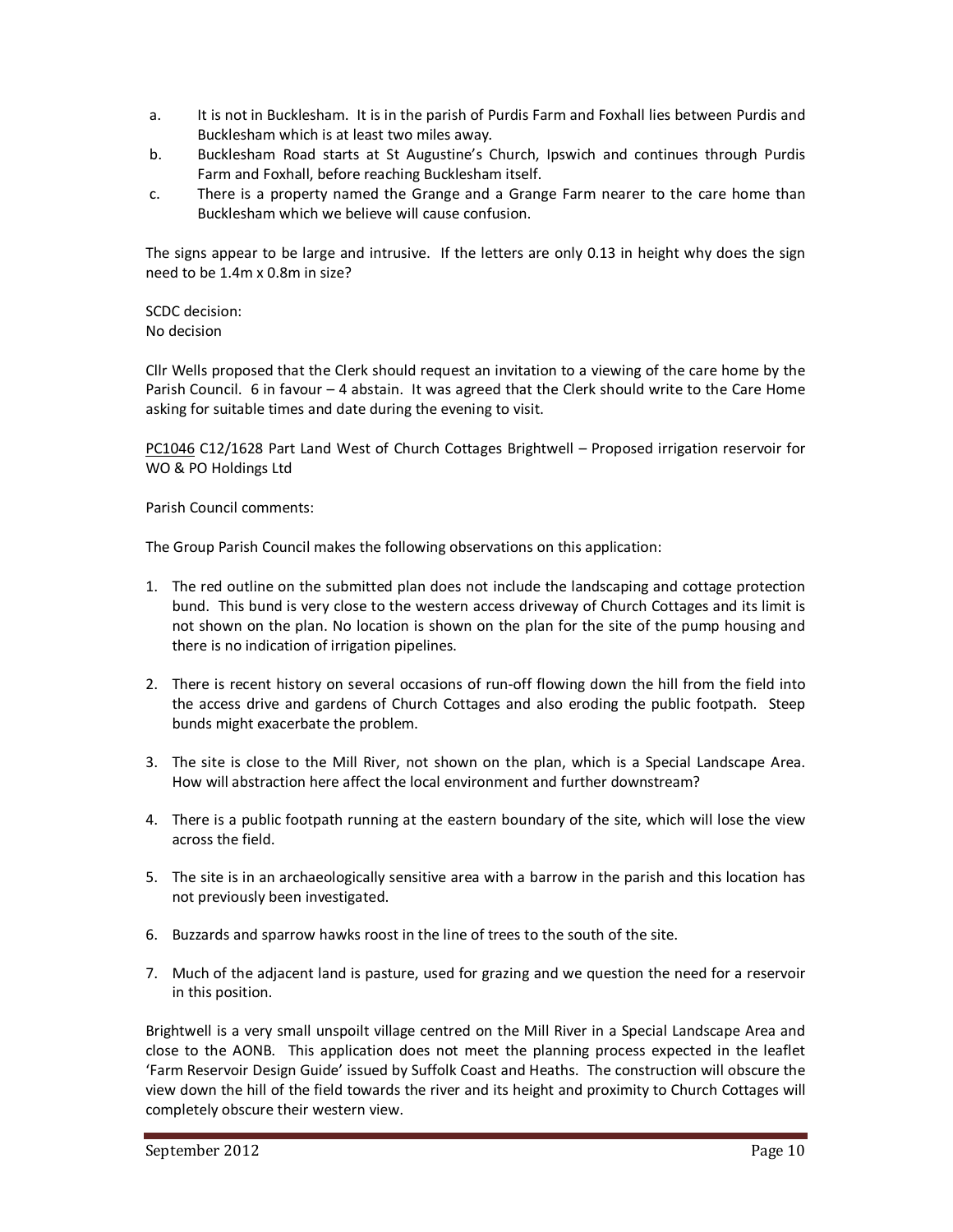a. It is not in Bucklesham. It is in the parish of Purdis Farm and Foxhall lies between Purdis and Bucklesham which is at least two miles away.
b. Bucklesham Road starts at St Augustine's Church, Ipswich and continues through Purdis Farm and Foxhall, before reaching Bucklesham itself.
c. There is a property named the Grange and a Grange Farm nearer to the care home than Bucklesham which we believe will cause confusion.

The signs appear to be large and intrusive. If the letters are only 0.13 in height why does the sign need to be 1.4m x 0.8m in size?

SCDC decision:
No decision

Cllr Wells proposed that the Clerk should request an invitation to a viewing of the care home by the Parish Council. 6 in favour – 4 abstain. It was agreed that the Clerk should write to the Care Home asking for suitable times and date during the evening to visit.

<u>PC1046</u> C12/1628 Part Land West of Church Cottages Brightwell – Proposed irrigation reservoir for WO & PO Holdings Ltd

Parish Council comments:

The Group Parish Council makes the following observations on this application:

1. The red outline on the submitted plan does not include the landscaping and cottage protection bund. This bund is very close to the western access driveway of Church Cottages and its limit is not shown on the plan. No location is shown on the plan for the site of the pump housing and there is no indication of irrigation pipelines.

2. There is recent history on several occasions of run-off flowing down the hill from the field into the access drive and gardens of Church Cottages and also eroding the public footpath. Steep bunds might exacerbate the problem.

3. The site is close to the Mill River, not shown on the plan, which is a Special Landscape Area. How will abstraction here affect the local environment and further downstream?

4. There is a public footpath running at the eastern boundary of the site, which will lose the view across the field.

5. The site is in an archaeologically sensitive area with a barrow in the parish and this location has not previously been investigated.

6. Buzzards and sparrow hawks roost in the line of trees to the south of the site.

7. Much of the adjacent land is pasture, used for grazing and we question the need for a reservoir in this position.

Brightwell is a very small unspoilt village centred on the Mill River in a Special Landscape Area and close to the AONB. This application does not meet the planning process expected in the leaflet 'Farm Reservoir Design Guide' issued by Suffolk Coast and Heaths. The construction will obscure the view down the hill of the field towards the river and its height and proximity to Church Cottages will completely obscure their western view.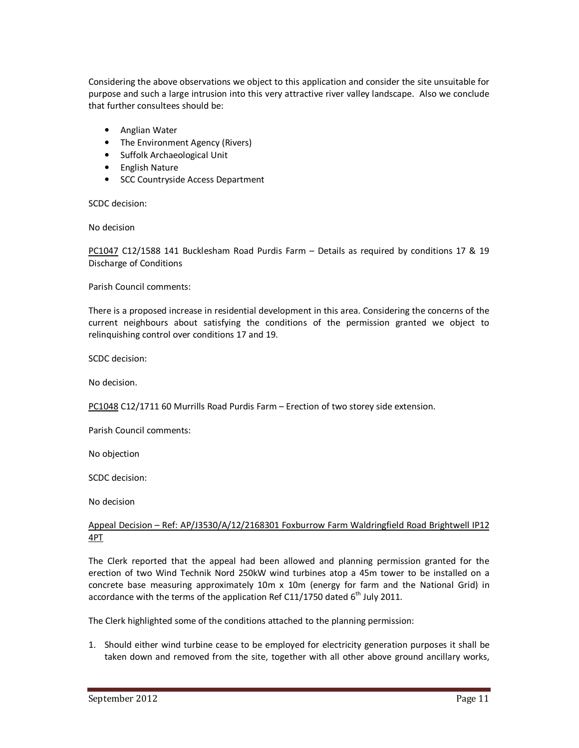Considering the above observations we object to this application and consider the site unsuitable for purpose and such a large intrusion into this very attractive river valley landscape. Also we conclude that further consultees should be:

- Anglian Water
- The Environment Agency (Rivers)
- Suffolk Archaeological Unit
- English Nature
- SCC Countryside Access Department

SCDC decision:

No decision

PC1047 C12/1588 141 Bucklesham Road Purdis Farm – Details as required by conditions 17 & 19 Discharge of Conditions

Parish Council comments:

There is a proposed increase in residential development in this area. Considering the concerns of the current neighbours about satisfying the conditions of the permission granted we object to relinquishing control over conditions 17 and 19.

SCDC decision:

No decision.

PC1048 C12/1711 60 Murrills Road Purdis Farm – Erection of two storey side extension.

Parish Council comments:

No objection

SCDC decision:

No decision

Appeal Decision – Ref: AP/J3530/A/12/2168301 Foxburrow Farm Waldringfield Road Brightwell IP12 4PT

The Clerk reported that the appeal had been allowed and planning permission granted for the erection of two Wind Technik Nord 250kW wind turbines atop a 45m tower to be installed on a concrete base measuring approximately 10m x 10m (energy for farm and the National Grid) in accordance with the terms of the application Ref C11/1750 dated 6th July 2011.

The Clerk highlighted some of the conditions attached to the planning permission:

1. Should either wind turbine cease to be employed for electricity generation purposes it shall be taken down and removed from the site, together with all other above ground ancillary works,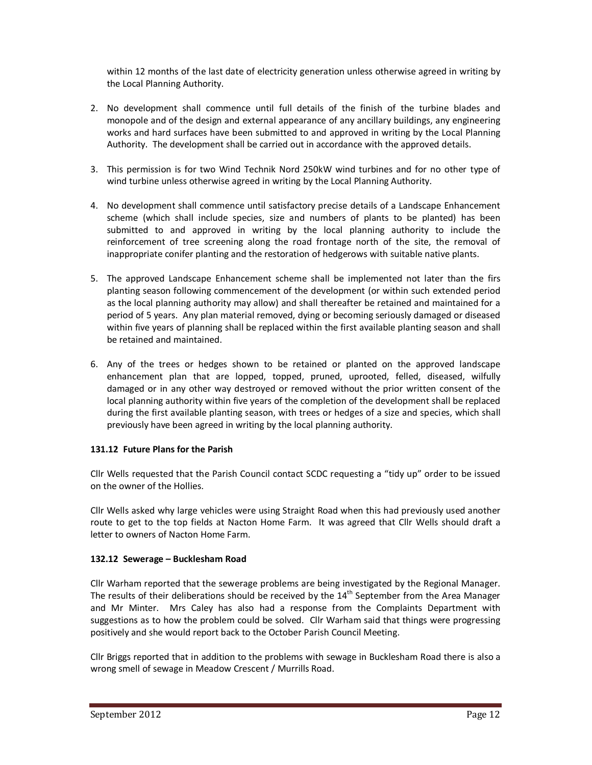within 12 months of the last date of electricity generation unless otherwise agreed in writing by the Local Planning Authority.

2. No development shall commence until full details of the finish of the turbine blades and monopole and of the design and external appearance of any ancillary buildings, any engineering works and hard surfaces have been submitted to and approved in writing by the Local Planning Authority. The development shall be carried out in accordance with the approved details.

3. This permission is for two Wind Technik Nord 250kW wind turbines and for no other type of wind turbine unless otherwise agreed in writing by the Local Planning Authority.

4. No development shall commence until satisfactory precise details of a Landscape Enhancement scheme (which shall include species, size and numbers of plants to be planted) has been submitted to and approved in writing by the local planning authority to include the reinforcement of tree screening along the road frontage north of the site, the removal of inappropriate conifer planting and the restoration of hedgerows with suitable native plants.

5. The approved Landscape Enhancement scheme shall be implemented not later than the firs planting season following commencement of the development (or within such extended period as the local planning authority may allow) and shall thereafter be retained and maintained for a period of 5 years. Any plan material removed, dying or becoming seriously damaged or diseased within five years of planning shall be replaced within the first available planting season and shall be retained and maintained.

6. Any of the trees or hedges shown to be retained or planted on the approved landscape enhancement plan that are lopped, topped, pruned, uprooted, felled, diseased, wilfully damaged or in any other way destroyed or removed without the prior written consent of the local planning authority within five years of the completion of the development shall be replaced during the first available planting season, with trees or hedges of a size and species, which shall previously have been agreed in writing by the local planning authority.

**131.12 Future Plans for the Parish**

Cllr Wells requested that the Parish Council contact SCDC requesting a "tidy up" order to be issued on the owner of the Hollies.

Cllr Wells asked why large vehicles were using Straight Road when this had previously used another route to get to the top fields at Nacton Home Farm. It was agreed that Cllr Wells should draft a letter to owners of Nacton Home Farm.

**132.12 Sewerage – Bucklesham Road**

Cllr Warham reported that the sewerage problems are being investigated by the Regional Manager. The results of their deliberations should be received by the 14th September from the Area Manager and Mr Minter. Mrs Caley has also had a response from the Complaints Department with suggestions as to how the problem could be solved. Cllr Warham said that things were progressing positively and she would report back to the October Parish Council Meeting.

Cllr Briggs reported that in addition to the problems with sewage in Bucklesham Road there is also a wrong smell of sewage in Meadow Crescent / Murrills Road.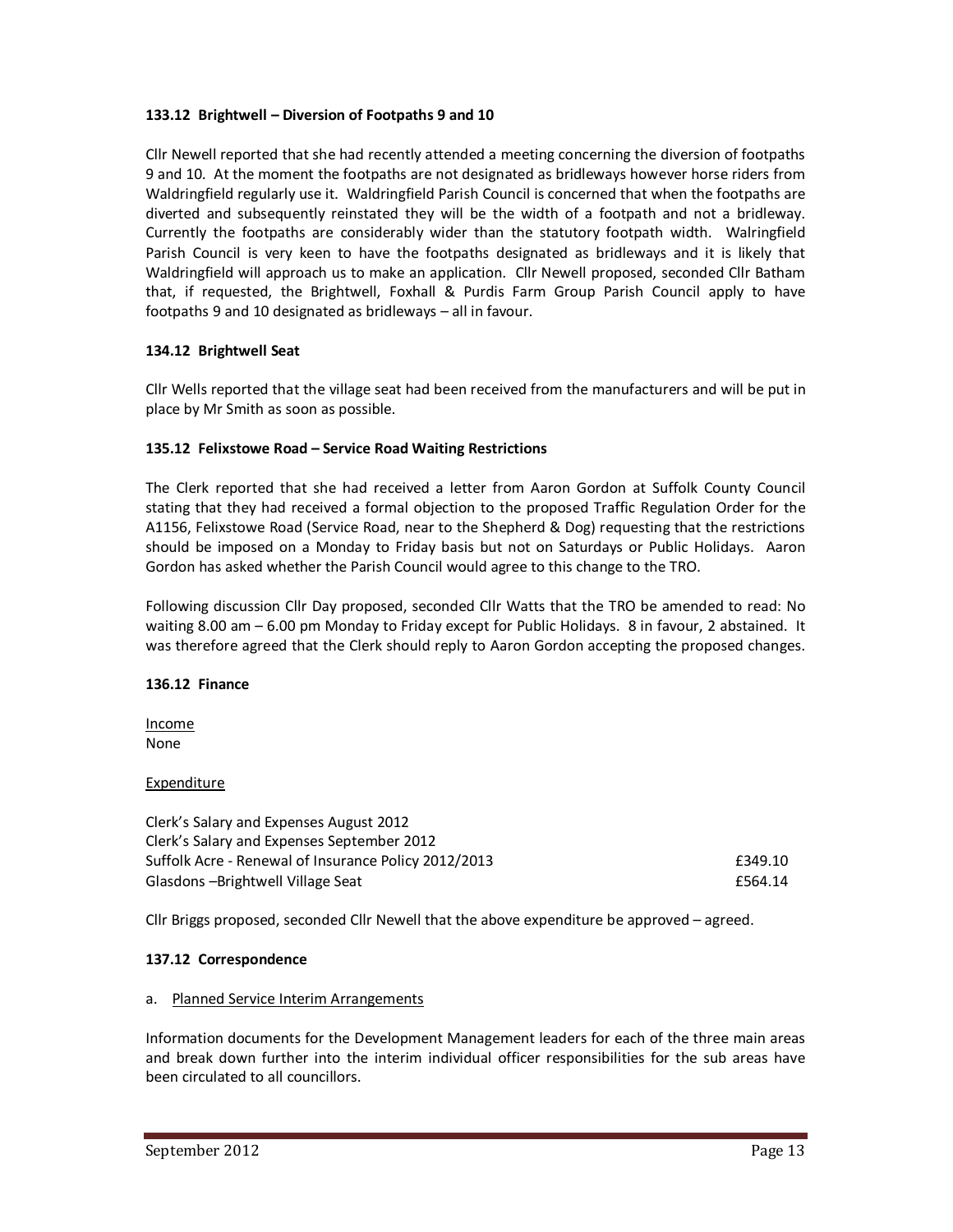### 133.12 Brightwell – Diversion of Footpaths 9 and 10

Cllr Newell reported that she had recently attended a meeting concerning the diversion of footpaths 9 and 10. At the moment the footpaths are not designated as bridleways however horse riders from Waldringfield regularly use it. Waldringfield Parish Council is concerned that when the footpaths are diverted and subsequently reinstated they will be the width of a footpath and not a bridleway. Currently the footpaths are considerably wider than the statutory footpath width. Walringfield Parish Council is very keen to have the footpaths designated as bridleways and it is likely that Waldringfield will approach us to make an application. Cllr Newell proposed, seconded Cllr Batham that, if requested, the Brightwell, Foxhall & Purdis Farm Group Parish Council apply to have footpaths 9 and 10 designated as bridleways – all in favour.

### 134.12 Brightwell Seat

Cllr Wells reported that the village seat had been received from the manufacturers and will be put in place by Mr Smith as soon as possible.

### 135.12 Felixstowe Road – Service Road Waiting Restrictions

The Clerk reported that she had received a letter from Aaron Gordon at Suffolk County Council stating that they had received a formal objection to the proposed Traffic Regulation Order for the A1156, Felixstowe Road (Service Road, near to the Shepherd & Dog) requesting that the restrictions should be imposed on a Monday to Friday basis but not on Saturdays or Public Holidays. Aaron Gordon has asked whether the Parish Council would agree to this change to the TRO.

Following discussion Cllr Day proposed, seconded Cllr Watts that the TRO be amended to read: No waiting 8.00 am – 6.00 pm Monday to Friday except for Public Holidays. 8 in favour, 2 abstained. It was therefore agreed that the Clerk should reply to Aaron Gordon accepting the proposed changes.

### 136.12 Finance

Income
None

Expenditure

| | |
|---|---|
| Clerk's Salary and Expenses August 2012 | |
| Clerk's Salary and Expenses September 2012 | |
| Suffolk Acre - Renewal of Insurance Policy 2012/2013 | £349.10 |
| Glasdons –Brightwell Village Seat | £564.14 |

Cllr Briggs proposed, seconded Cllr Newell that the above expenditure be approved – agreed.

### 137.12 Correspondence

a. Planned Service Interim Arrangements

Information documents for the Development Management leaders for each of the three main areas and break down further into the interim individual officer responsibilities for the sub areas have been circulated to all councillors.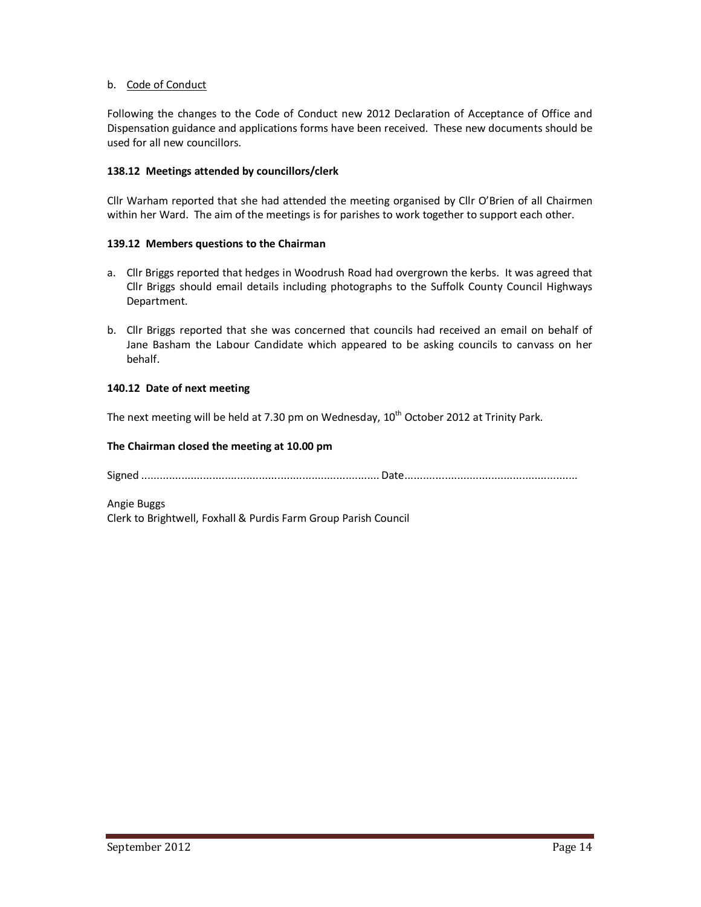b. Code of Conduct

Following the changes to the Code of Conduct new 2012 Declaration of Acceptance of Office and Dispensation guidance and applications forms have been received. These new documents should be used for all new councillors.

**138.12 Meetings attended by councillors/clerk**

Cllr Warham reported that she had attended the meeting organised by Cllr O'Brien of all Chairmen within her Ward. The aim of the meetings is for parishes to work together to support each other.

**139.12 Members questions to the Chairman**

a. Cllr Briggs reported that hedges in Woodrush Road had overgrown the kerbs. It was agreed that Cllr Briggs should email details including photographs to the Suffolk County Council Highways Department.

b. Cllr Briggs reported that she was concerned that councils had received an email on behalf of Jane Basham the Labour Candidate which appeared to be asking councils to canvass on her behalf.

**140.12 Date of next meeting**

The next meeting will be held at 7.30 pm on Wednesday, 10th October 2012 at Trinity Park.

**The Chairman closed the meeting at 10.00 pm**

Signed ............................................................................ Date.......................................................

Angie Buggs
Clerk to Brightwell, Foxhall & Purdis Farm Group Parish Council